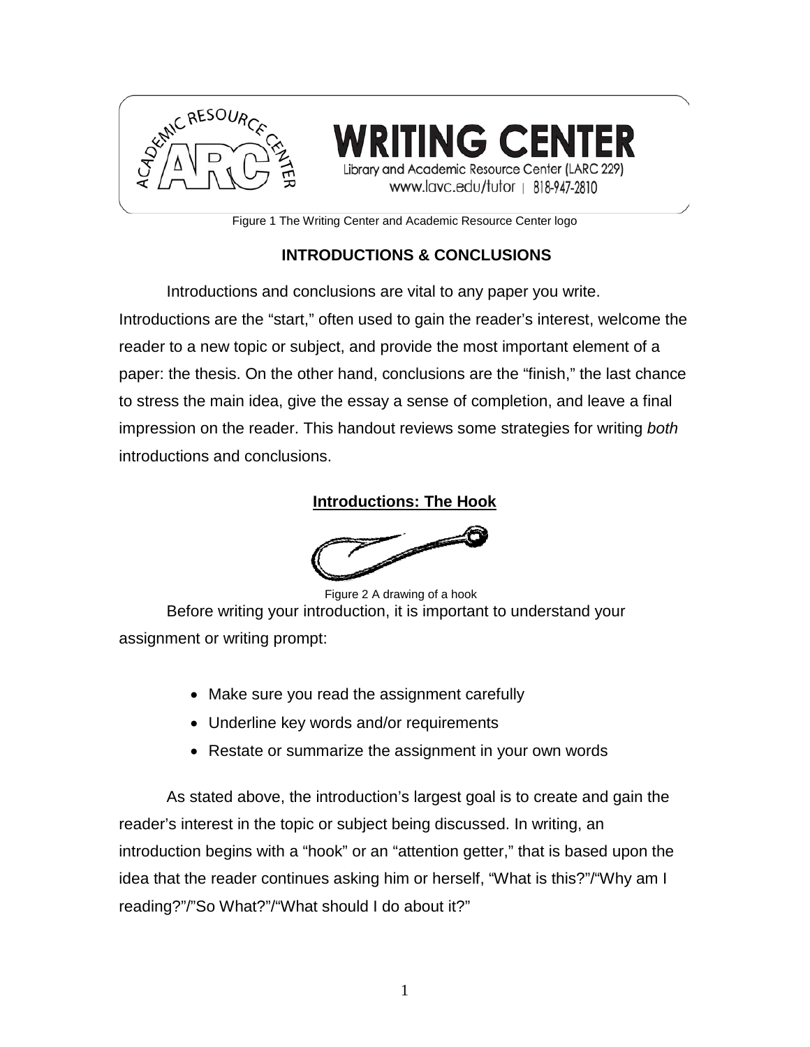Figure 1 The Writing Center and Academic Resource Center logo

# INTRODUCTIONS & CONCLUSIONS

Introductions and conclusions are vital to any paper you write. Introductions are the "start," often used to gain the reader's interest, welcome the reader to a new topic or subject, and provide the most important element of a paper: the thesis. On the other hand, conclusions are the "finish," the last chance to stress the main idea, give the essay a sense of completion, and leave a final impression on the reader. This handout reviews some strategies for writing *both* introductions and conclusions.

## Introductions: The Hook

Figure 2 A drawing of a hook

Before writing your introduction, it is important to understand your assignment or writing prompt:

- Make sure you read the assignment carefully
- Underline key words and/or requirements
- Restate or summarize the assignment in your own words

As stated above, the introduction's largest goal is to create and gain the reader's interest in the topic or subject being discussed. In writing, an introduction begins with a "hook" or an "attention getter," that is based upon the idea that the reader continues asking him or herself, "What is this?"/"Why am I reading?"/"So What?"/"What should I do about it?"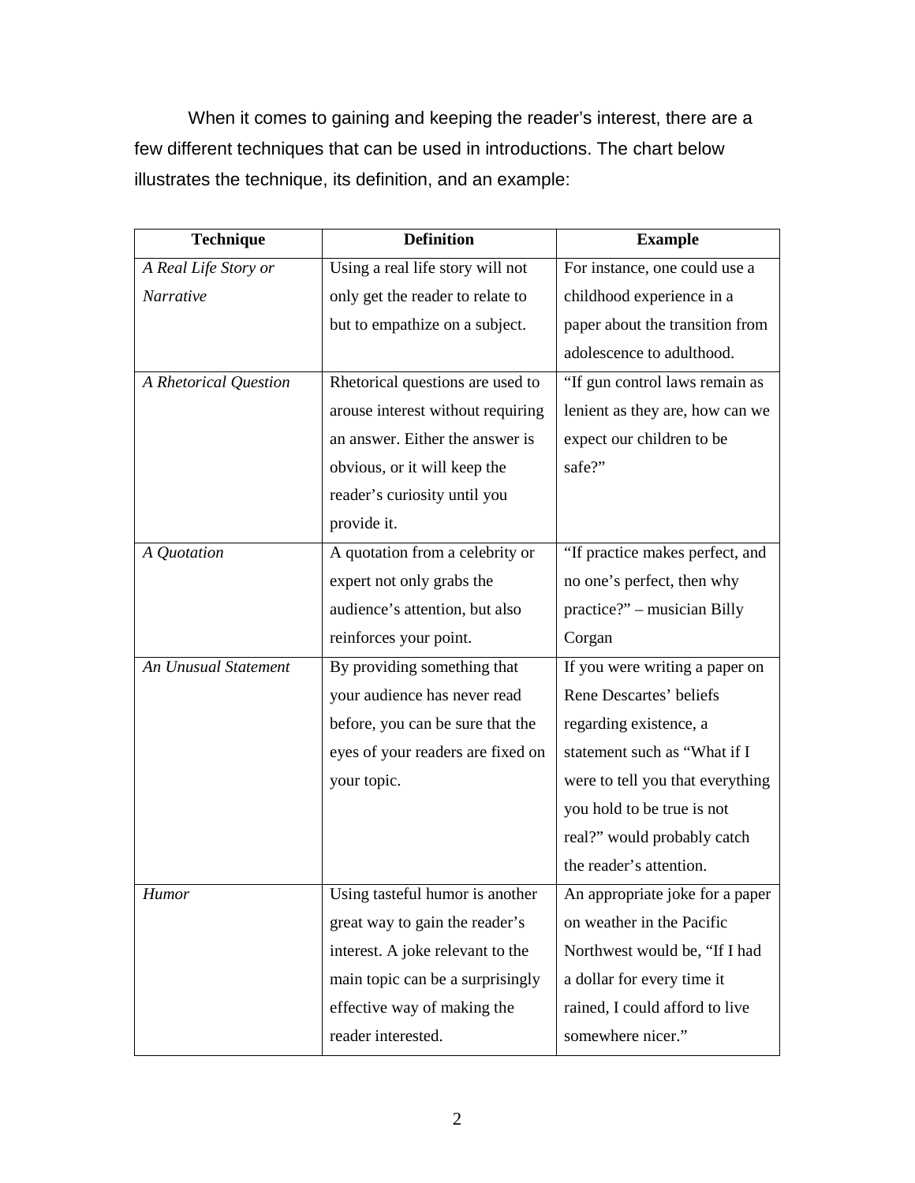When it comes to gaining and keeping the reader's interest, there are a few different techniques that can be used in introductions. The chart below illustrates the technique, its definition, and an example:

| Technique | Definition | Example |
|---|---|---|
| *A Real Life Story or Narrative* | Using a real life story will not only get the reader to relate to but to empathize on a subject. | For instance, one could use a childhood experience in a paper about the transition from adolescence to adulthood. |
| *A Rhetorical Question* | Rhetorical questions are used to arouse interest without requiring an answer. Either the answer is obvious, or it will keep the reader's curiosity until you provide it. | "If gun control laws remain as lenient as they are, how can we expect our children to be safe?" |
| *A Quotation* | A quotation from a celebrity or expert not only grabs the audience's attention, but also reinforces your point. | "If practice makes perfect, and no one's perfect, then why practice?" – musician Billy Corgan |
| *An Unusual Statement* | By providing something that your audience has never read before, you can be sure that the eyes of your readers are fixed on your topic. | If you were writing a paper on Rene Descartes' beliefs regarding existence, a statement such as "What if I were to tell you that everything you hold to be true is not real?" would probably catch the reader's attention. |
| *Humor* | Using tasteful humor is another great way to gain the reader's interest. A joke relevant to the main topic can be a surprisingly effective way of making the reader interested. | An appropriate joke for a paper on weather in the Pacific Northwest would be, "If I had a dollar for every time it rained, I could afford to live somewhere nicer." |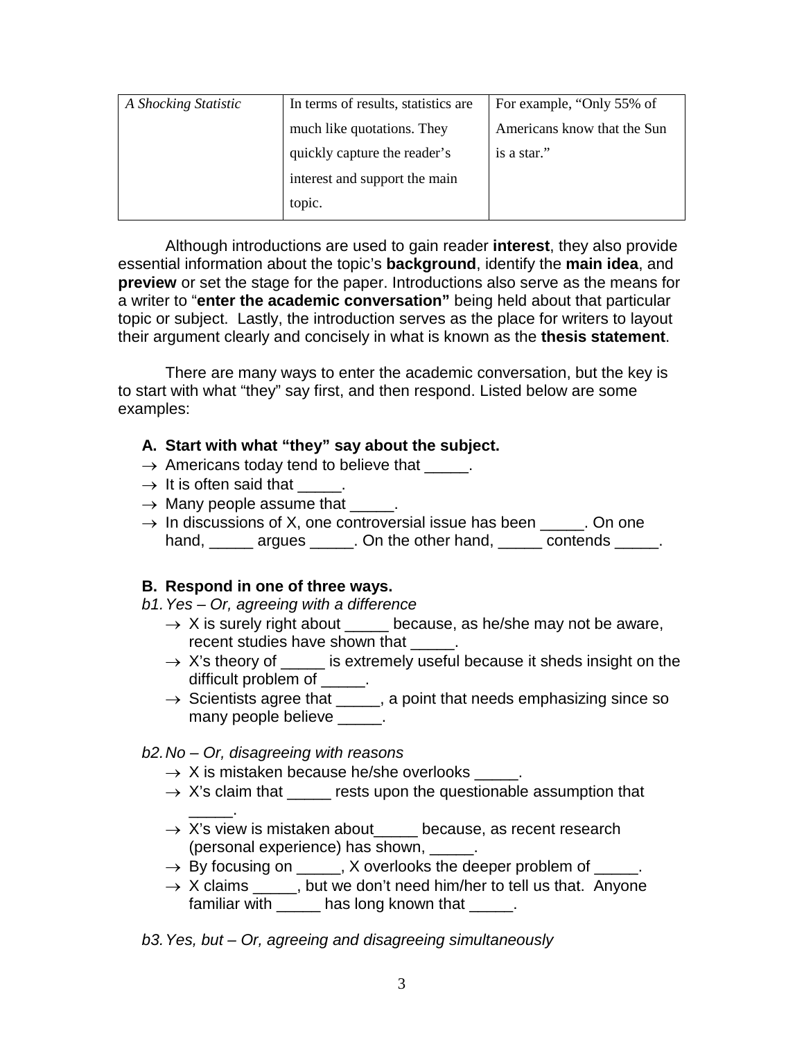| *A Shocking Statistic* | In terms of results, statistics are much like quotations. They quickly capture the reader's interest and support the main topic. | For example, "Only 55% of Americans know that the Sun is a star." |
|---|---|---|

Although introductions are used to gain reader **interest**, they also provide essential information about the topic's **background**, identify the **main idea**, and **preview** or set the stage for the paper. Introductions also serve as the means for a writer to "**enter the academic conversation"** being held about that particular topic or subject. Lastly, the introduction serves as the place for writers to layout their argument clearly and concisely in what is known as the **thesis statement**.

There are many ways to enter the academic conversation, but the key is to start with what "they" say first, and then respond. Listed below are some examples:

**A. Start with what "they" say about the subject.**

- → Americans today tend to believe that _____.
- → It is often said that _____.
- → Many people assume that _____.
- → In discussions of X, one controversial issue has been _____. On one hand, _____ argues _____. On the other hand, _____ contends _____.

**B. Respond in one of three ways.**

*b1. Yes – Or, agreeing with a difference*

- → X is surely right about _____ because, as he/she may not be aware, recent studies have shown that _____.
- → X's theory of _____ is extremely useful because it sheds insight on the difficult problem of _____.
- → Scientists agree that _____, a point that needs emphasizing since so many people believe _____.

*b2. No – Or, disagreeing with reasons*

- → X is mistaken because he/she overlooks _____.
- → X's claim that _____ rests upon the questionable assumption that _____.
- → X's view is mistaken about_____ because, as recent research (personal experience) has shown, _____.
- → By focusing on _____, X overlooks the deeper problem of _____.
- → X claims _____, but we don't need him/her to tell us that. Anyone familiar with _____ has long known that _____.

*b3. Yes, but – Or, agreeing and disagreeing simultaneously*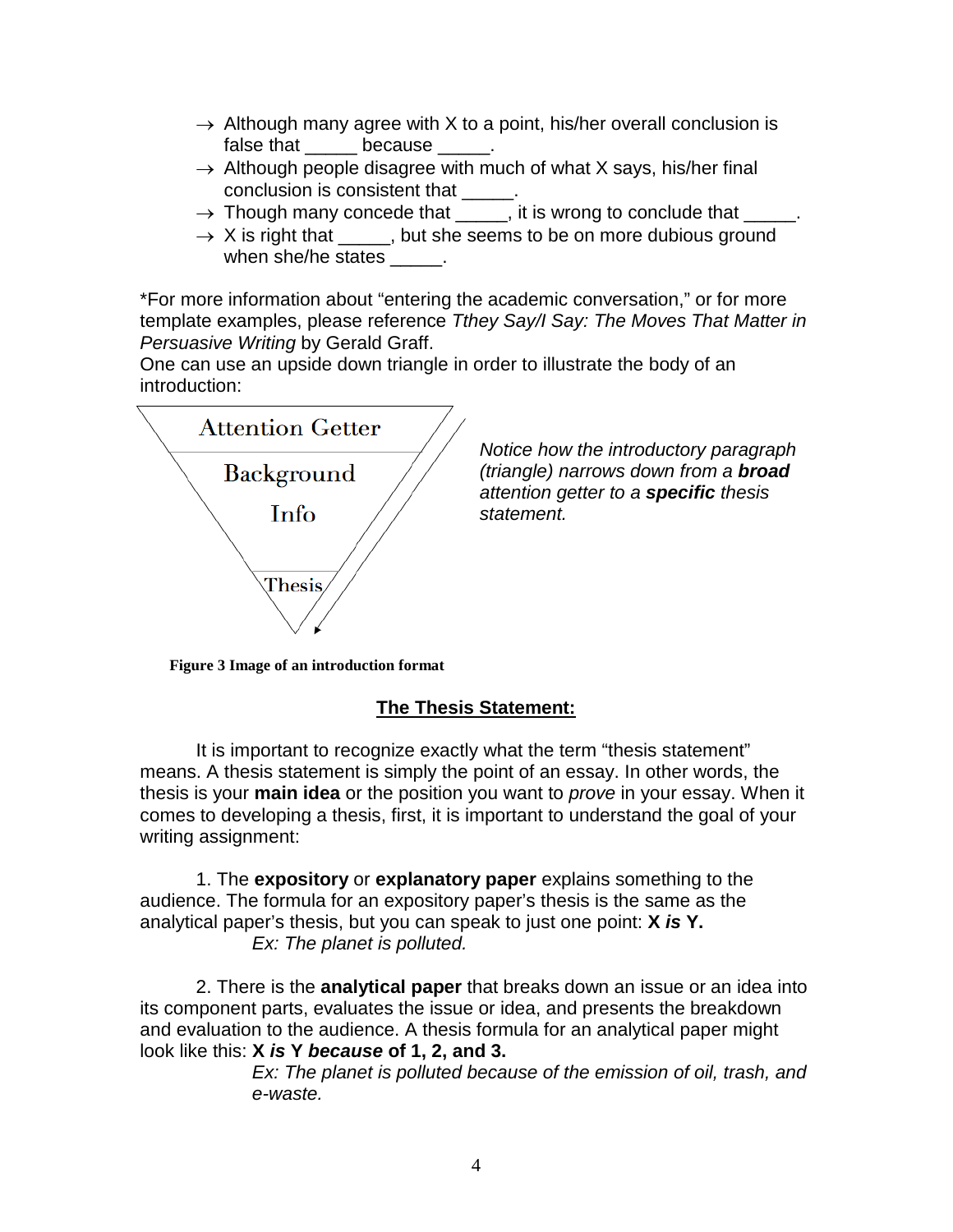- → Although many agree with X to a point, his/her overall conclusion is false that _____ because _____.
- → Although people disagree with much of what X says, his/her final conclusion is consistent that _____.
- → Though many concede that _____, it is wrong to conclude that _____.
- → X is right that _____, but she seems to be on more dubious ground when she/he states _____.

*For more information about "entering the academic conversation," or for more template examples, please reference *Tthey Say/I Say: The Moves That Matter in Persuasive Writing* by Gerald Graff.

One can use an upside down triangle in order to illustrate the body of an introduction:

Attention Getter

Background Info

Thesis

*Notice how the introductory paragraph (triangle) narrows down from a* ***broad*** *attention getter to a* ***specific*** *thesis statement.*

**Figure 3 Image of an introduction format**

## The Thesis Statement:

It is important to recognize exactly what the term "thesis statement" means. A thesis statement is simply the point of an essay. In other words, the thesis is your **main idea** or the position you want to *prove* in your essay. When it comes to developing a thesis, first, it is important to understand the goal of your writing assignment:

1. The **expository** or **explanatory paper** explains something to the audience. The formula for an expository paper's thesis is the same as the analytical paper's thesis, but you can speak to just one point: **X *is* Y.**

*Ex: The planet is polluted.*

2. There is the **analytical paper** that breaks down an issue or an idea into its component parts, evaluates the issue or idea, and presents the breakdown and evaluation to the audience. A thesis formula for an analytical paper might look like this: **X *is* Y *because* of 1, 2, and 3.**

*Ex: The planet is polluted because of the emission of oil, trash, and e-waste.*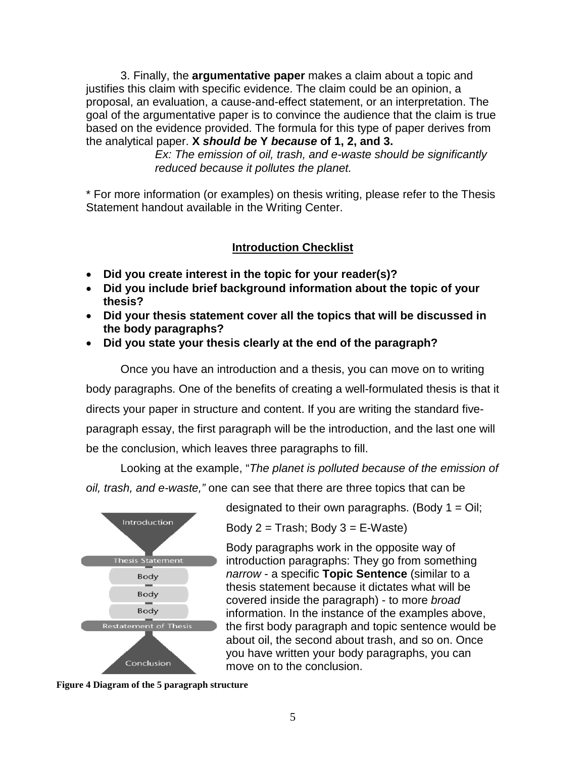3. Finally, the **argumentative paper** makes a claim about a topic and justifies this claim with specific evidence. The claim could be an opinion, a proposal, an evaluation, a cause-and-effect statement, or an interpretation. The goal of the argumentative paper is to convince the audience that the claim is true based on the evidence provided. The formula for this type of paper derives from the analytical paper. **X *should be* Y *because* of 1, 2, and 3.**

> *Ex: The emission of oil, trash, and e-waste should be significantly reduced because it pollutes the planet.*

* For more information (or examples) on thesis writing, please refer to the Thesis Statement handout available in the Writing Center.

## Introduction Checklist

- **Did you create interest in the topic for your reader(s)?**
- **Did you include brief background information about the topic of your thesis?**
- **Did your thesis statement cover all the topics that will be discussed in the body paragraphs?**
- **Did you state your thesis clearly at the end of the paragraph?**

Once you have an introduction and a thesis, you can move on to writing body paragraphs. One of the benefits of creating a well-formulated thesis is that it directs your paper in structure and content. If you are writing the standard five-paragraph essay, the first paragraph will be the introduction, and the last one will be the conclusion, which leaves three paragraphs to fill.

Looking at the example, "*The planet is polluted because of the emission of oil, trash, and e-waste,"* one can see that there are three topics that can be designated to their own paragraphs. (Body 1 = Oil; Body 2 = Trash; Body 3 = E-Waste)

Body paragraphs work in the opposite way of introduction paragraphs: They go from something *narrow* - a specific **Topic Sentence** (similar to a thesis statement because it dictates what will be covered inside the paragraph) - to more *broad* information. In the instance of the examples above, the first body paragraph and topic sentence would be about oil, the second about trash, and so on. Once you have written your body paragraphs, you can move on to the conclusion.

Introduction

Thesis Statement

Body

Body

Body

Restatement of Thesis

Conclusion

**Figure 4 Diagram of the 5 paragraph structure**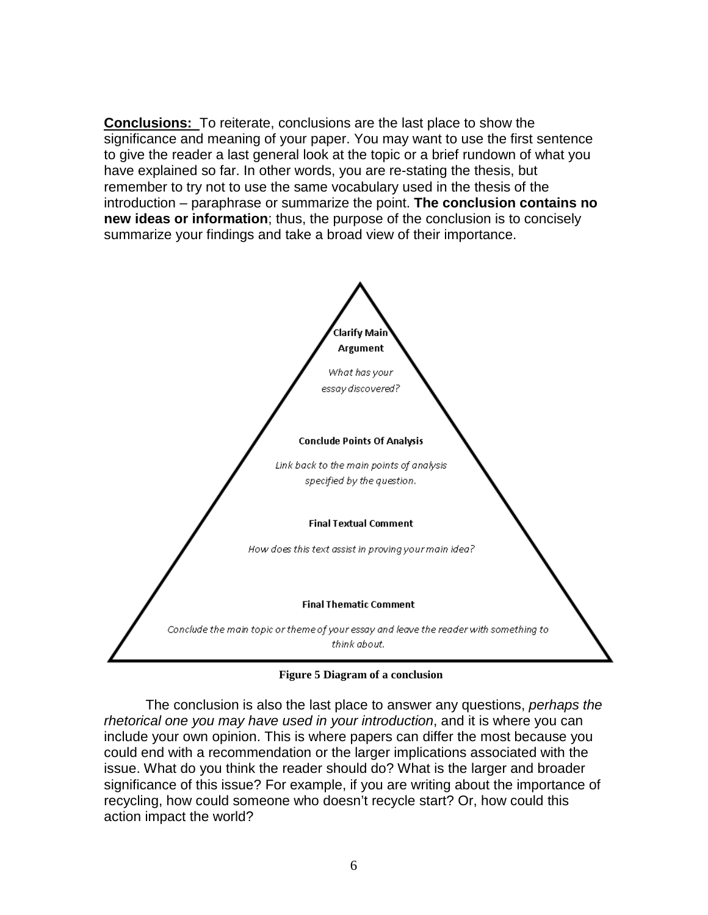**<u>Conclusions:</u>** To reiterate, conclusions are the last place to show the significance and meaning of your paper. You may want to use the first sentence to give the reader a last general look at the topic or a brief rundown of what you have explained so far. In other words, you are re-stating the thesis, but remember to try not to use the same vocabulary used in the thesis of the introduction – paraphrase or summarize the point. **The conclusion contains no new ideas or information**; thus, the purpose of the conclusion is to concisely summarize your findings and take a broad view of their importance.

**Clarify Main Argument**

*What has your essay discovered?*

**Conclude Points Of Analysis**

*Link back to the main points of analysis specified by the question.*

**Final Textual Comment**

*How does this text assist in proving your main idea?*

**Final Thematic Comment**

*Conclude the main topic or theme of your essay and leave the reader with something to think about.*

**Figure 5 Diagram of a conclusion**

The conclusion is also the last place to answer any questions, *perhaps the rhetorical one you may have used in your introduction*, and it is where you can include your own opinion. This is where papers can differ the most because you could end with a recommendation or the larger implications associated with the issue. What do you think the reader should do? What is the larger and broader significance of this issue? For example, if you are writing about the importance of recycling, how could someone who doesn't recycle start? Or, how could this action impact the world?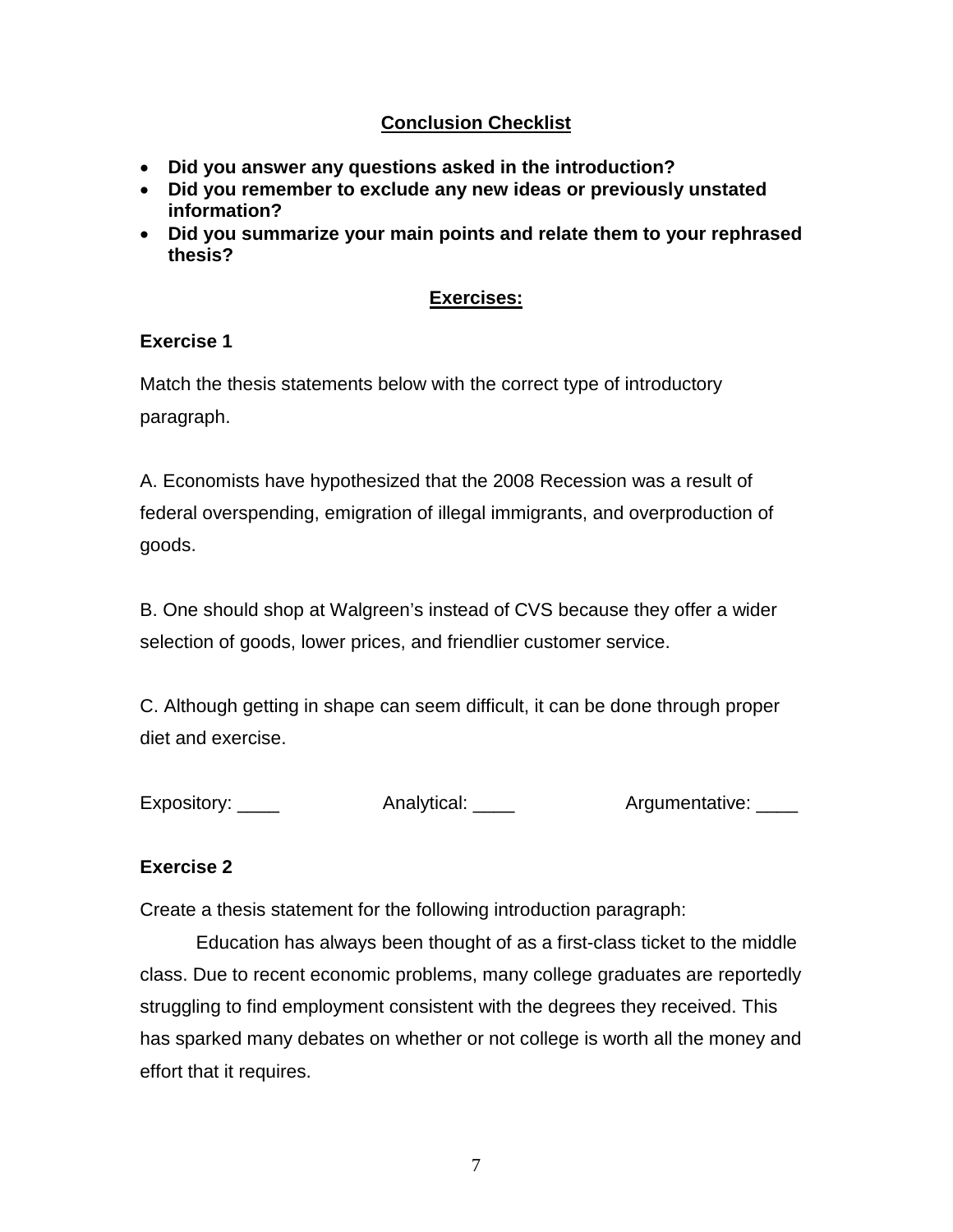## Conclusion Checklist

- **Did you answer any questions asked in the introduction?**
- **Did you remember to exclude any new ideas or previously unstated information?**
- **Did you summarize your main points and relate them to your rephrased thesis?**

## Exercises:

### Exercise 1

Match the thesis statements below with the correct type of introductory paragraph.

A. Economists have hypothesized that the 2008 Recession was a result of federal overspending, emigration of illegal immigrants, and overproduction of goods.

B. One should shop at Walgreen's instead of CVS because they offer a wider selection of goods, lower prices, and friendlier customer service.

C. Although getting in shape can seem difficult, it can be done through proper diet and exercise.

Expository: ____ Analytical: ____ Argumentative: ____

### Exercise 2

Create a thesis statement for the following introduction paragraph:

Education has always been thought of as a first-class ticket to the middle class. Due to recent economic problems, many college graduates are reportedly struggling to find employment consistent with the degrees they received. This has sparked many debates on whether or not college is worth all the money and effort that it requires.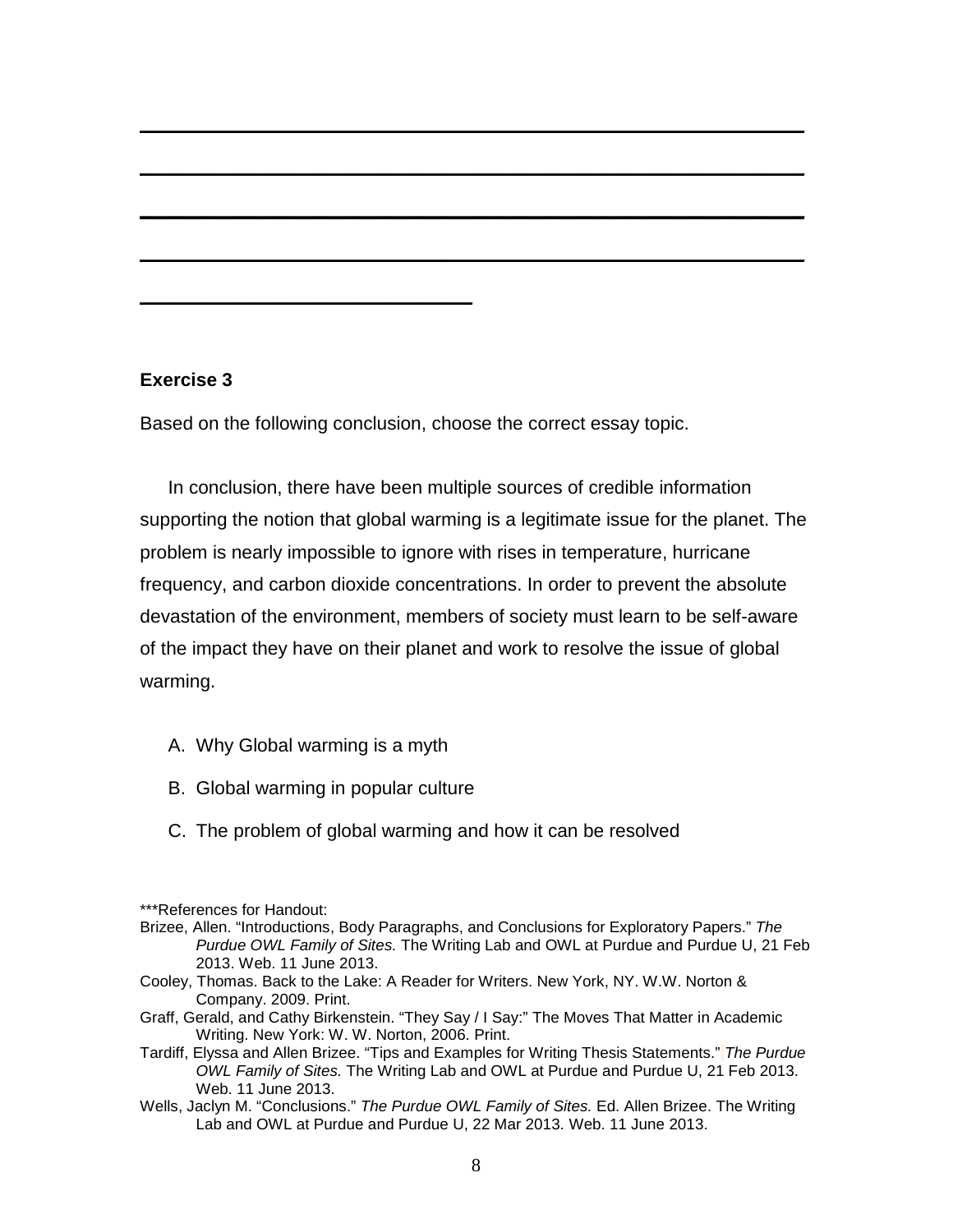______________________________________________________________________

______________________________________________________________________

______________________________________________________________________

______________________________________________________________________

______________________________

**Exercise 3**

Based on the following conclusion, choose the correct essay topic.

In conclusion, there have been multiple sources of credible information supporting the notion that global warming is a legitimate issue for the planet. The problem is nearly impossible to ignore with rises in temperature, hurricane frequency, and carbon dioxide concentrations. In order to prevent the absolute devastation of the environment, members of society must learn to be self-aware of the impact they have on their planet and work to resolve the issue of global warming.

A. Why Global warming is a myth

B. Global warming in popular culture

C. The problem of global warming and how it can be resolved

***References for Handout:

Brizee, Allen. "Introductions, Body Paragraphs, and Conclusions for Exploratory Papers." *The Purdue OWL Family of Sites.* The Writing Lab and OWL at Purdue and Purdue U, 21 Feb 2013. Web. 11 June 2013.

Cooley, Thomas. Back to the Lake: A Reader for Writers. New York, NY. W.W. Norton & Company. 2009. Print.

Graff, Gerald, and Cathy Birkenstein. "They Say / I Say:" The Moves That Matter in Academic Writing. New York: W. W. Norton, 2006. Print.

Tardiff, Elyssa and Allen Brizee. "Tips and Examples for Writing Thesis Statements." *The Purdue OWL Family of Sites.* The Writing Lab and OWL at Purdue and Purdue U, 21 Feb 2013. Web. 11 June 2013.

Wells, Jaclyn M. "Conclusions." *The Purdue OWL Family of Sites.* Ed. Allen Brizee. The Writing Lab and OWL at Purdue and Purdue U, 22 Mar 2013. Web. 11 June 2013.